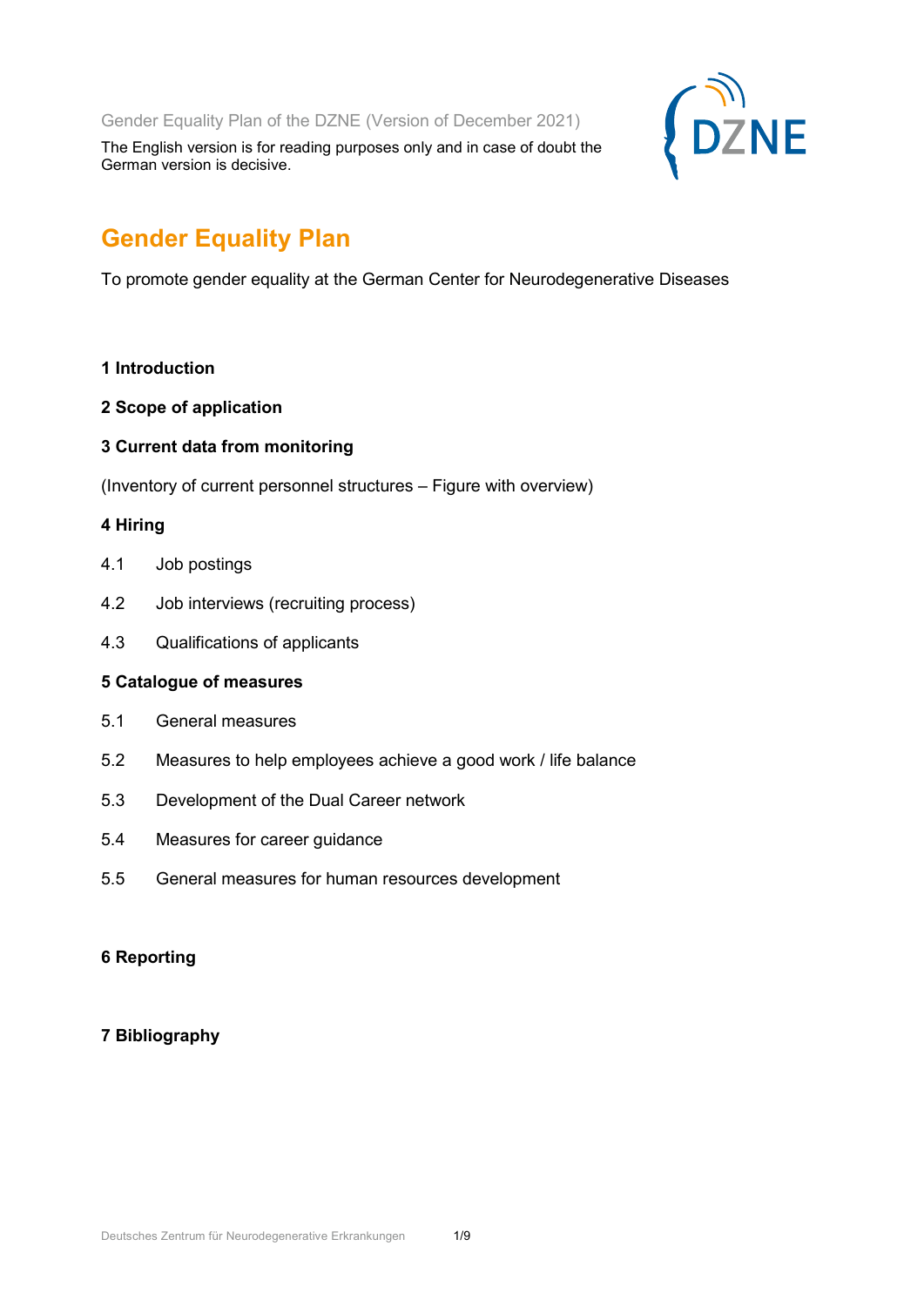Gender Equality Plan of the DZNE (Version of December 2021)

The English version is for reading purposes only and in case of doubt the German version is decisive.

# Gender Equality Plan

To promote gender equality at the German Center for Neurodegenerative Diseases

**1 Introduction**

**2 Scope of application**

**3 Current data from monitoring**

(Inventory of current personnel structures – Figure with overview)

**4 Hiring**

4.1 Job postings

4.2 Job interviews (recruiting process)

4.3 Qualifications of applicants

**5 Catalogue of measures**

5.1 General measures

5.2 Measures to help employees achieve a good work / life balance

5.3 Development of the Dual Career network

5.4 Measures for career guidance

5.5 General measures for human resources development

**6 Reporting**

**7 Bibliography**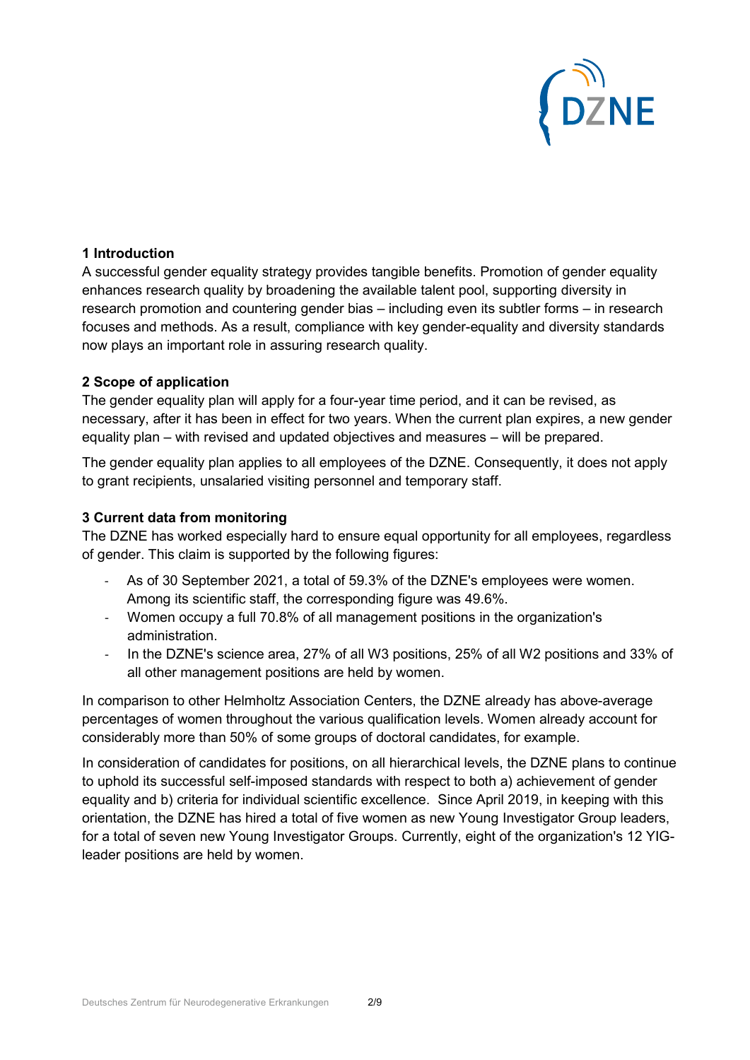## 1 Introduction

A successful gender equality strategy provides tangible benefits. Promotion of gender equality enhances research quality by broadening the available talent pool, supporting diversity in research promotion and countering gender bias – including even its subtler forms – in research focuses and methods. As a result, compliance with key gender-equality and diversity standards now plays an important role in assuring research quality.

## 2 Scope of application

The gender equality plan will apply for a four-year time period, and it can be revised, as necessary, after it has been in effect for two years. When the current plan expires, a new gender equality plan – with revised and updated objectives and measures – will be prepared.

The gender equality plan applies to all employees of the DZNE. Consequently, it does not apply to grant recipients, unsalaried visiting personnel and temporary staff.

## 3 Current data from monitoring

The DZNE has worked especially hard to ensure equal opportunity for all employees, regardless of gender. This claim is supported by the following figures:

- As of 30 September 2021, a total of 59.3% of the DZNE's employees were women. Among its scientific staff, the corresponding figure was 49.6%.
- Women occupy a full 70.8% of all management positions in the organization's administration.
- In the DZNE's science area, 27% of all W3 positions, 25% of all W2 positions and 33% of all other management positions are held by women.

In comparison to other Helmholtz Association Centers, the DZNE already has above-average percentages of women throughout the various qualification levels. Women already account for considerably more than 50% of some groups of doctoral candidates, for example.

In consideration of candidates for positions, on all hierarchical levels, the DZNE plans to continue to uphold its successful self-imposed standards with respect to both a) achievement of gender equality and b) criteria for individual scientific excellence. Since April 2019, in keeping with this orientation, the DZNE has hired a total of five women as new Young Investigator Group leaders, for a total of seven new Young Investigator Groups. Currently, eight of the organization's 12 YIG-leader positions are held by women.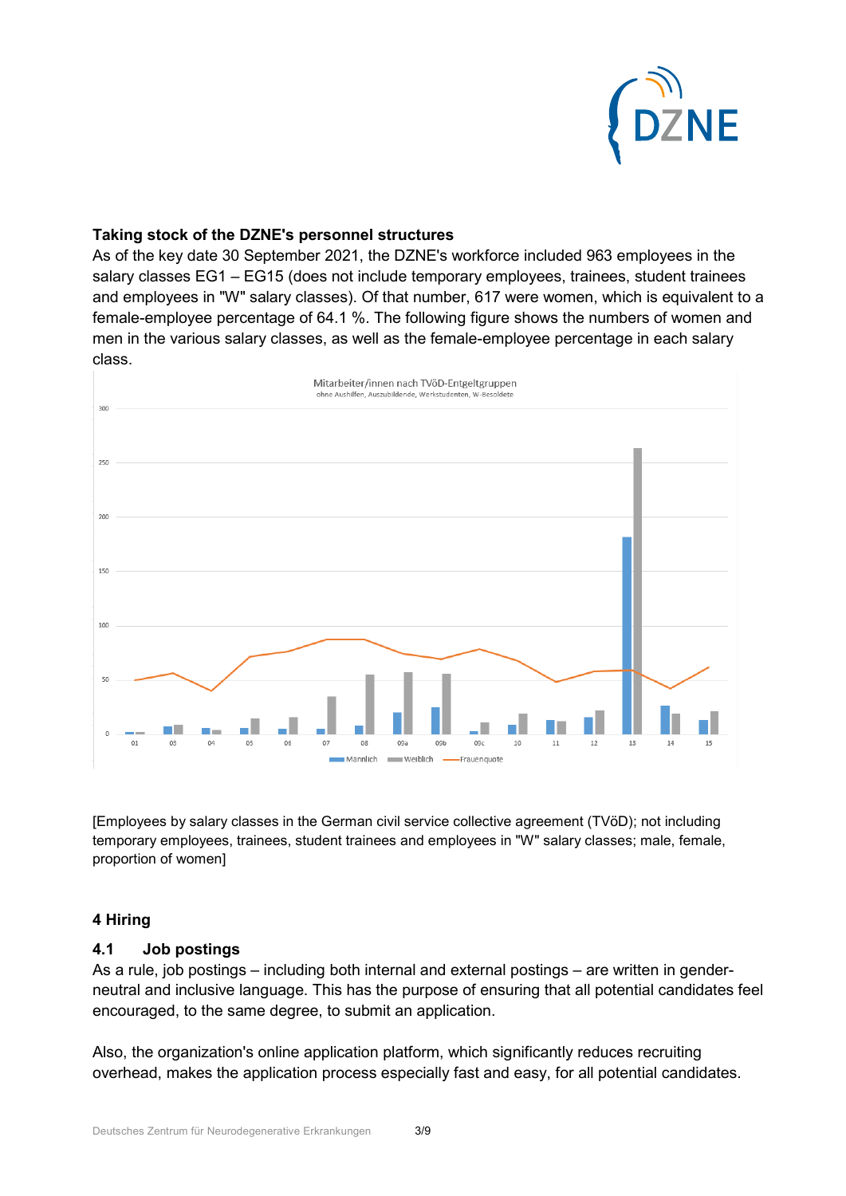**Taking stock of the DZNE's personnel structures**

As of the key date 30 September 2021, the DZNE's workforce included 963 employees in the salary classes EG1 – EG15 (does not include temporary employees, trainees, student trainees and employees in "W" salary classes). Of that number, 617 were women, which is equivalent to a female-employee percentage of 64.1 %. The following figure shows the numbers of women and men in the various salary classes, as well as the female-employee percentage in each salary class.

[Employees by salary classes in the German civil service collective agreement (TVöD); not including temporary employees, trainees, student trainees and employees in "W" salary classes; male, female, proportion of women]

## 4 Hiring

### 4.1 Job postings

As a rule, job postings – including both internal and external postings – are written in gender-neutral and inclusive language. This has the purpose of ensuring that all potential candidates feel encouraged, to the same degree, to submit an application.

Also, the organization's online application platform, which significantly reduces recruiting overhead, makes the application process especially fast and easy, for all potential candidates.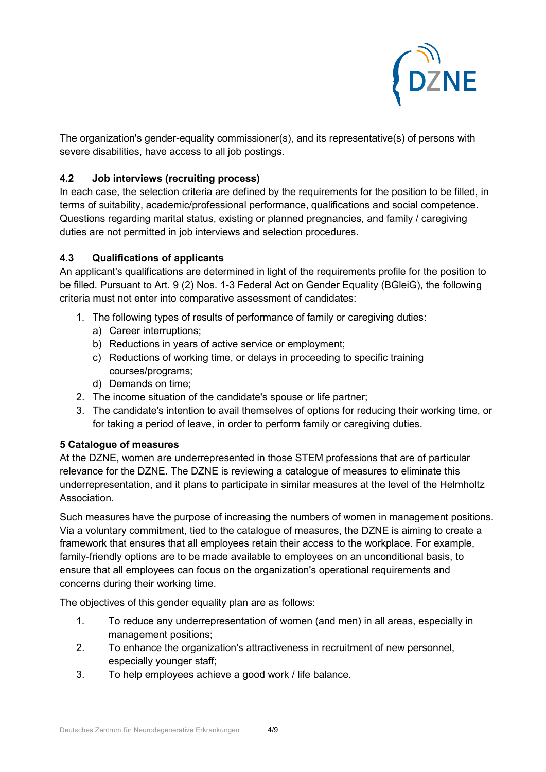The organization's gender-equality commissioner(s), and its representative(s) of persons with severe disabilities, have access to all job postings.

### 4.2 Job interviews (recruiting process)

In each case, the selection criteria are defined by the requirements for the position to be filled, in terms of suitability, academic/professional performance, qualifications and social competence. Questions regarding marital status, existing or planned pregnancies, and family / caregiving duties are not permitted in job interviews and selection procedures.

### 4.3 Qualifications of applicants

An applicant's qualifications are determined in light of the requirements profile for the position to be filled. Pursuant to Art. 9 (2) Nos. 1-3 Federal Act on Gender Equality (BGleiG), the following criteria must not enter into comparative assessment of candidates:

1. The following types of results of performance of family or caregiving duties:
   a) Career interruptions;
   b) Reductions in years of active service or employment;
   c) Reductions of working time, or delays in proceeding to specific training courses/programs;
   d) Demands on time;
2. The income situation of the candidate's spouse or life partner;
3. The candidate's intention to avail themselves of options for reducing their working time, or for taking a period of leave, in order to perform family or caregiving duties.

## 5 Catalogue of measures

At the DZNE, women are underrepresented in those STEM professions that are of particular relevance for the DZNE. The DZNE is reviewing a catalogue of measures to eliminate this underrepresentation, and it plans to participate in similar measures at the level of the Helmholtz Association.

Such measures have the purpose of increasing the numbers of women in management positions. Via a voluntary commitment, tied to the catalogue of measures, the DZNE is aiming to create a framework that ensures that all employees retain their access to the workplace. For example, family-friendly options are to be made available to employees on an unconditional basis, to ensure that all employees can focus on the organization's operational requirements and concerns during their working time.

The objectives of this gender equality plan are as follows:

1. To reduce any underrepresentation of women (and men) in all areas, especially in management positions;
2. To enhance the organization's attractiveness in recruitment of new personnel, especially younger staff;
3. To help employees achieve a good work / life balance.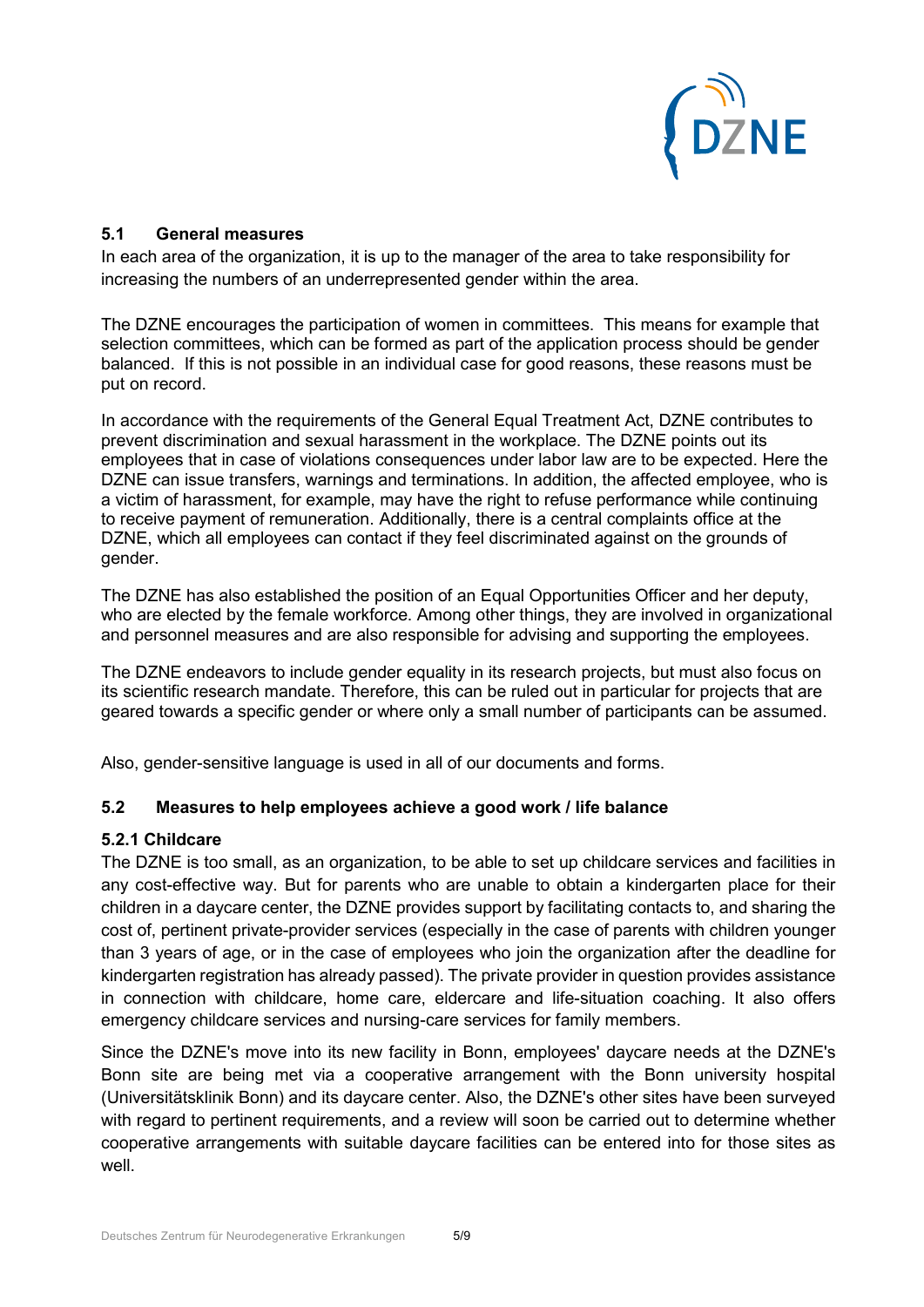### 5.1 General measures

In each area of the organization, it is up to the manager of the area to take responsibility for increasing the numbers of an underrepresented gender within the area.

The DZNE encourages the participation of women in committees. This means for example that selection committees, which can be formed as part of the application process should be gender balanced. If this is not possible in an individual case for good reasons, these reasons must be put on record.

In accordance with the requirements of the General Equal Treatment Act, DZNE contributes to prevent discrimination and sexual harassment in the workplace. The DZNE points out its employees that in case of violations consequences under labor law are to be expected. Here the DZNE can issue transfers, warnings and terminations. In addition, the affected employee, who is a victim of harassment, for example, may have the right to refuse performance while continuing to receive payment of remuneration. Additionally, there is a central complaints office at the DZNE, which all employees can contact if they feel discriminated against on the grounds of gender.

The DZNE has also established the position of an Equal Opportunities Officer and her deputy, who are elected by the female workforce. Among other things, they are involved in organizational and personnel measures and are also responsible for advising and supporting the employees.

The DZNE endeavors to include gender equality in its research projects, but must also focus on its scientific research mandate. Therefore, this can be ruled out in particular for projects that are geared towards a specific gender or where only a small number of participants can be assumed.

Also, gender-sensitive language is used in all of our documents and forms.

### 5.2 Measures to help employees achieve a good work / life balance

#### 5.2.1 Childcare

The DZNE is too small, as an organization, to be able to set up childcare services and facilities in any cost-effective way. But for parents who are unable to obtain a kindergarten place for their children in a daycare center, the DZNE provides support by facilitating contacts to, and sharing the cost of, pertinent private-provider services (especially in the case of parents with children younger than 3 years of age, or in the case of employees who join the organization after the deadline for kindergarten registration has already passed). The private provider in question provides assistance in connection with childcare, home care, eldercare and life-situation coaching. It also offers emergency childcare services and nursing-care services for family members.

Since the DZNE's move into its new facility in Bonn, employees' daycare needs at the DZNE's Bonn site are being met via a cooperative arrangement with the Bonn university hospital (Universitätsklinik Bonn) and its daycare center. Also, the DZNE's other sites have been surveyed with regard to pertinent requirements, and a review will soon be carried out to determine whether cooperative arrangements with suitable daycare facilities can be entered into for those sites as well.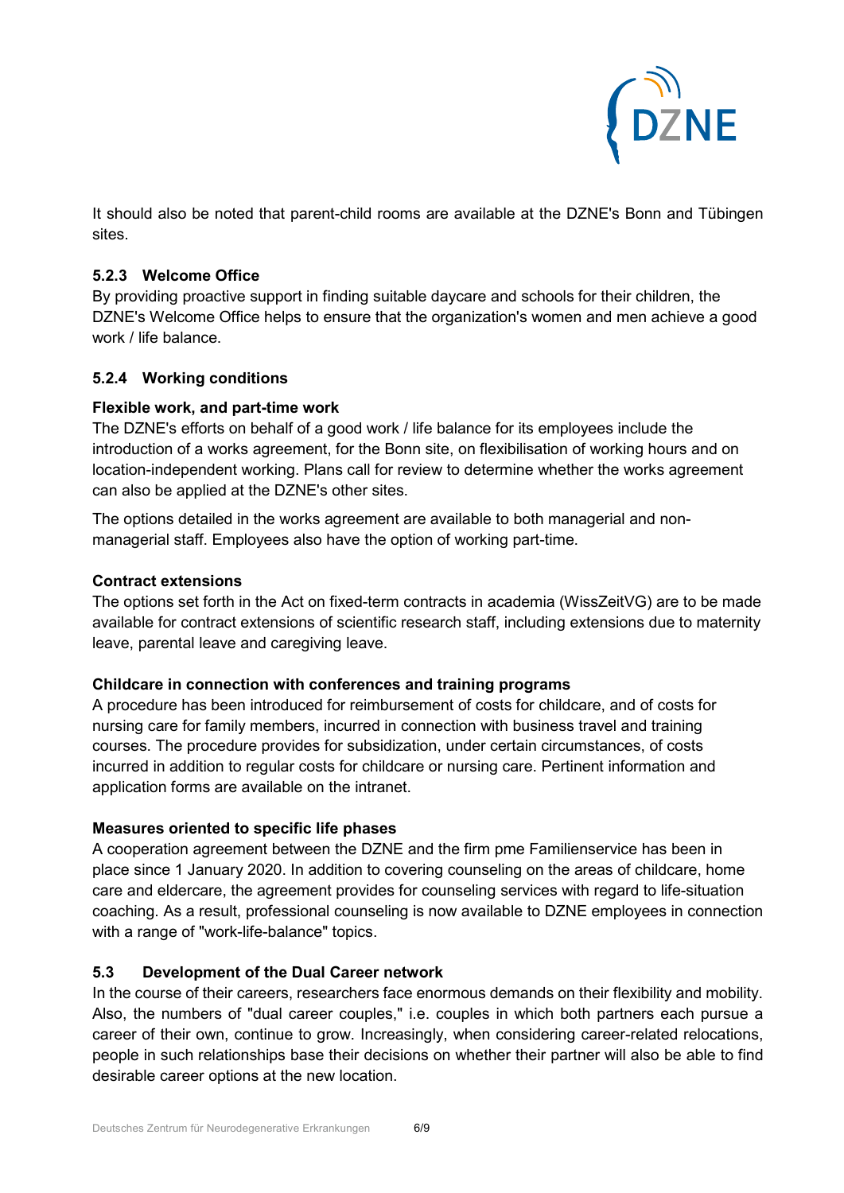It should also be noted that parent-child rooms are available at the DZNE's Bonn and Tübingen sites.

### 5.2.3 Welcome Office

By providing proactive support in finding suitable daycare and schools for their children, the DZNE's Welcome Office helps to ensure that the organization's women and men achieve a good work / life balance.

### 5.2.4 Working conditions

**Flexible work, and part-time work**

The DZNE's efforts on behalf of a good work / life balance for its employees include the introduction of a works agreement, for the Bonn site, on flexibilisation of working hours and on location-independent working. Plans call for review to determine whether the works agreement can also be applied at the DZNE's other sites.

The options detailed in the works agreement are available to both managerial and non-managerial staff. Employees also have the option of working part-time.

**Contract extensions**

The options set forth in the Act on fixed-term contracts in academia (WissZeitVG) are to be made available for contract extensions of scientific research staff, including extensions due to maternity leave, parental leave and caregiving leave.

**Childcare in connection with conferences and training programs**

A procedure has been introduced for reimbursement of costs for childcare, and of costs for nursing care for family members, incurred in connection with business travel and training courses. The procedure provides for subsidization, under certain circumstances, of costs incurred in addition to regular costs for childcare or nursing care. Pertinent information and application forms are available on the intranet.

**Measures oriented to specific life phases**

A cooperation agreement between the DZNE and the firm pme Familienservice has been in place since 1 January 2020. In addition to covering counseling on the areas of childcare, home care and eldercare, the agreement provides for counseling services with regard to life-situation coaching. As a result, professional counseling is now available to DZNE employees in connection with a range of "work-life-balance" topics.

## 5.3 Development of the Dual Career network

In the course of their careers, researchers face enormous demands on their flexibility and mobility. Also, the numbers of "dual career couples," i.e. couples in which both partners each pursue a career of their own, continue to grow. Increasingly, when considering career-related relocations, people in such relationships base their decisions on whether their partner will also be able to find desirable career options at the new location.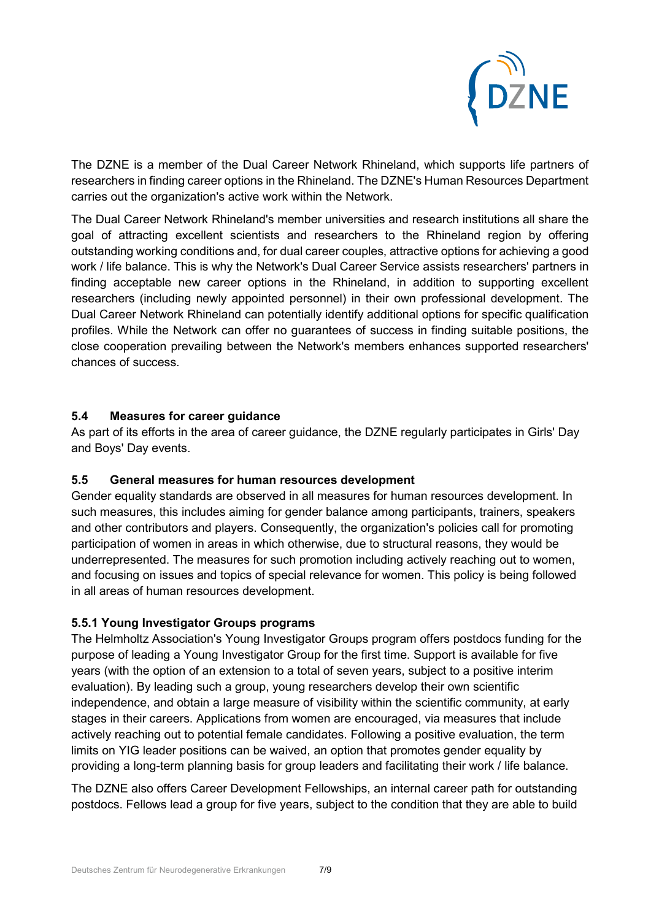The DZNE is a member of the Dual Career Network Rhineland, which supports life partners of researchers in finding career options in the Rhineland. The DZNE's Human Resources Department carries out the organization's active work within the Network.

The Dual Career Network Rhineland's member universities and research institutions all share the goal of attracting excellent scientists and researchers to the Rhineland region by offering outstanding working conditions and, for dual career couples, attractive options for achieving a good work / life balance. This is why the Network's Dual Career Service assists researchers' partners in finding acceptable new career options in the Rhineland, in addition to supporting excellent researchers (including newly appointed personnel) in their own professional development. The Dual Career Network Rhineland can potentially identify additional options for specific qualification profiles. While the Network can offer no guarantees of success in finding suitable positions, the close cooperation prevailing between the Network's members enhances supported researchers' chances of success.

### 5.4 Measures for career guidance

As part of its efforts in the area of career guidance, the DZNE regularly participates in Girls' Day and Boys' Day events.

### 5.5 General measures for human resources development

Gender equality standards are observed in all measures for human resources development. In such measures, this includes aiming for gender balance among participants, trainers, speakers and other contributors and players. Consequently, the organization's policies call for promoting participation of women in areas in which otherwise, due to structural reasons, they would be underrepresented. The measures for such promotion including actively reaching out to women, and focusing on issues and topics of special relevance for women. This policy is being followed in all areas of human resources development.

#### 5.5.1 Young Investigator Groups programs

The Helmholtz Association's Young Investigator Groups program offers postdocs funding for the purpose of leading a Young Investigator Group for the first time. Support is available for five years (with the option of an extension to a total of seven years, subject to a positive interim evaluation). By leading such a group, young researchers develop their own scientific independence, and obtain a large measure of visibility within the scientific community, at early stages in their careers. Applications from women are encouraged, via measures that include actively reaching out to potential female candidates. Following a positive evaluation, the term limits on YIG leader positions can be waived, an option that promotes gender equality by providing a long-term planning basis for group leaders and facilitating their work / life balance.

The DZNE also offers Career Development Fellowships, an internal career path for outstanding postdocs. Fellows lead a group for five years, subject to the condition that they are able to build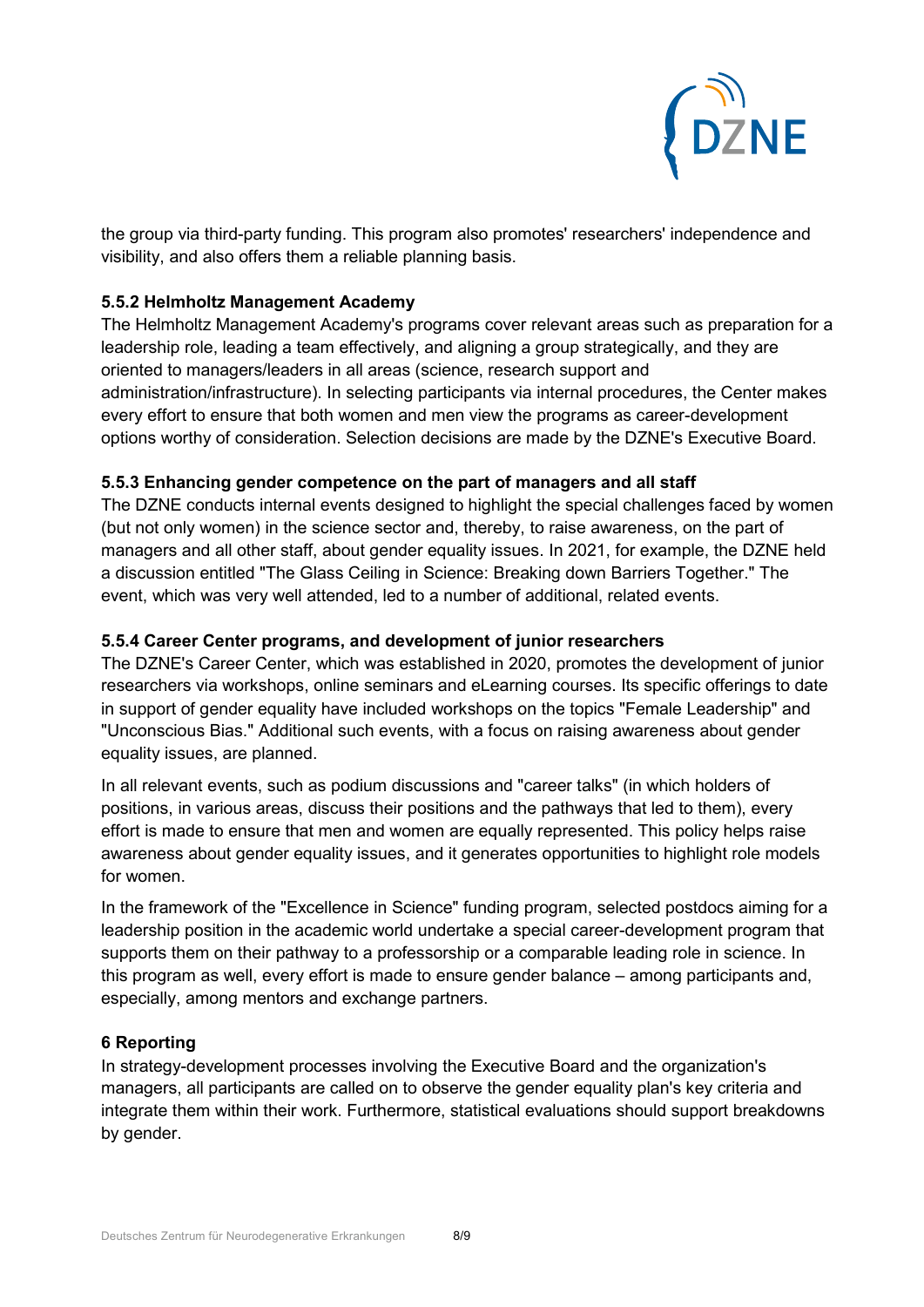the group via third-party funding. This program also promotes' researchers' independence and visibility, and also offers them a reliable planning basis.

### 5.5.2 Helmholtz Management Academy

The Helmholtz Management Academy's programs cover relevant areas such as preparation for a leadership role, leading a team effectively, and aligning a group strategically, and they are oriented to managers/leaders in all areas (science, research support and administration/infrastructure). In selecting participants via internal procedures, the Center makes every effort to ensure that both women and men view the programs as career-development options worthy of consideration. Selection decisions are made by the DZNE's Executive Board.

### 5.5.3 Enhancing gender competence on the part of managers and all staff

The DZNE conducts internal events designed to highlight the special challenges faced by women (but not only women) in the science sector and, thereby, to raise awareness, on the part of managers and all other staff, about gender equality issues. In 2021, for example, the DZNE held a discussion entitled "The Glass Ceiling in Science: Breaking down Barriers Together." The event, which was very well attended, led to a number of additional, related events.

### 5.5.4 Career Center programs, and development of junior researchers

The DZNE's Career Center, which was established in 2020, promotes the development of junior researchers via workshops, online seminars and eLearning courses. Its specific offerings to date in support of gender equality have included workshops on the topics "Female Leadership" and "Unconscious Bias." Additional such events, with a focus on raising awareness about gender equality issues, are planned.

In all relevant events, such as podium discussions and "career talks" (in which holders of positions, in various areas, discuss their positions and the pathways that led to them), every effort is made to ensure that men and women are equally represented. This policy helps raise awareness about gender equality issues, and it generates opportunities to highlight role models for women.

In the framework of the "Excellence in Science" funding program, selected postdocs aiming for a leadership position in the academic world undertake a special career-development program that supports them on their pathway to a professorship or a comparable leading role in science. In this program as well, every effort is made to ensure gender balance – among participants and, especially, among mentors and exchange partners.

## 6 Reporting

In strategy-development processes involving the Executive Board and the organization's managers, all participants are called on to observe the gender equality plan's key criteria and integrate them within their work. Furthermore, statistical evaluations should support breakdowns by gender.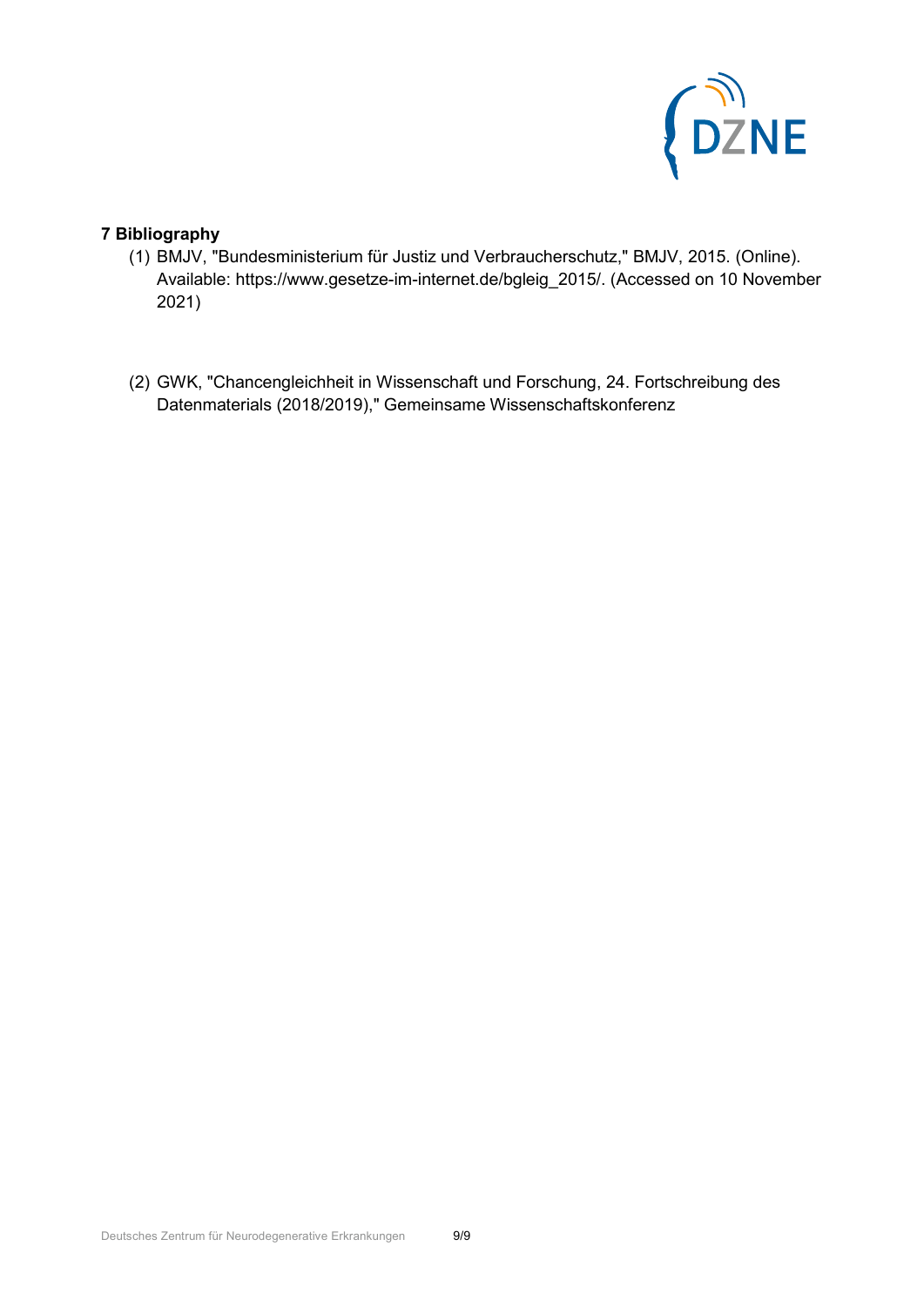## 7 Bibliography

(1) BMJV, "Bundesministerium für Justiz und Verbraucherschutz," BMJV, 2015. (Online). Available: https://www.gesetze-im-internet.de/bgleig_2015/. (Accessed on 10 November 2021)

(2) GWK, "Chancengleichheit in Wissenschaft und Forschung, 24. Fortschreibung des Datenmaterials (2018/2019)," Gemeinsame Wissenschaftskonferenz